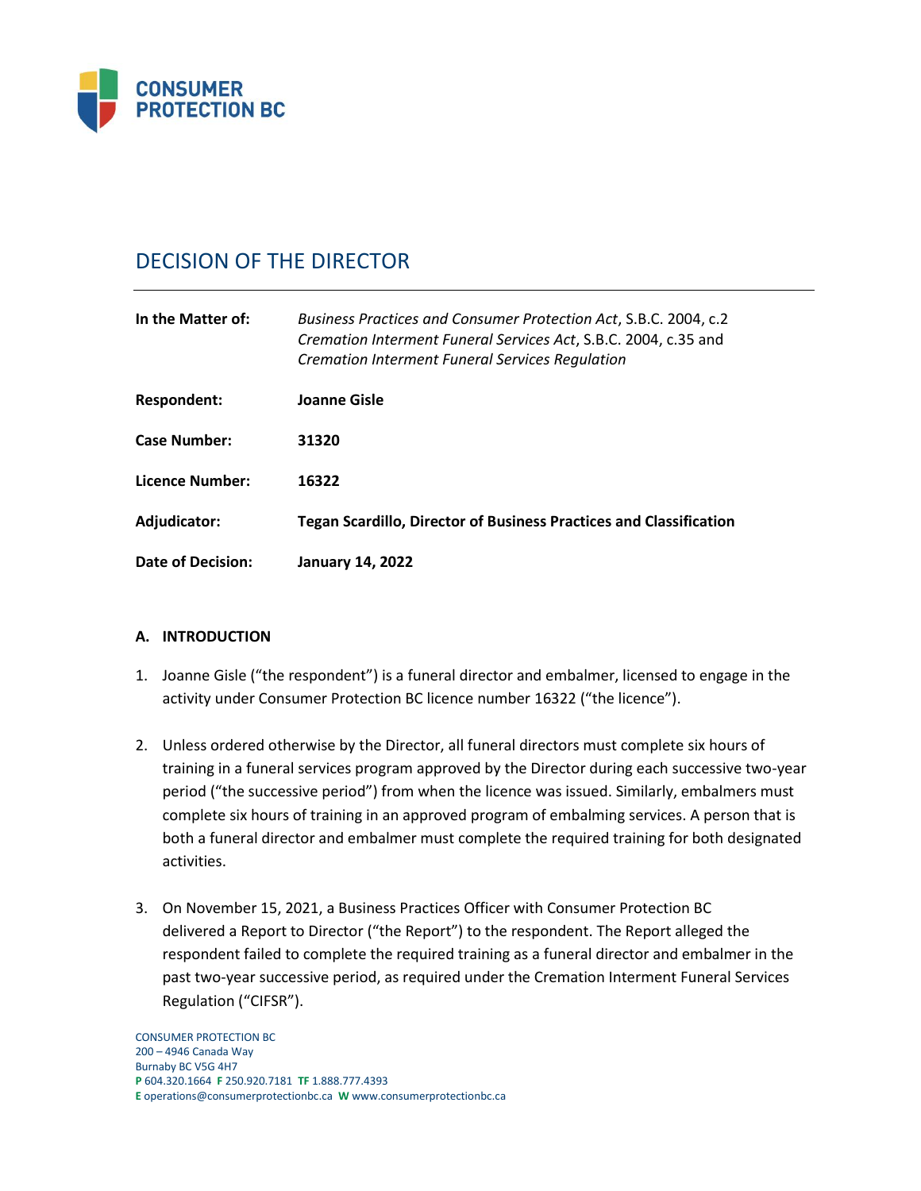CONSUMER PROTECTION BC

# DECISION OF THE DIRECTOR

| | |
|---|---|
| **In the Matter of:** | *Business Practices and Consumer Protection Act*, S.B.C. 2004, c.2 *Cremation Interment Funeral Services Act*, S.B.C. 2004, c.35 and *Cremation Interment Funeral Services Regulation* |
| **Respondent:** | **Joanne Gisle** |
| **Case Number:** | **31320** |
| **Licence Number:** | **16322** |
| **Adjudicator:** | **Tegan Scardillo, Director of Business Practices and Classification** |
| **Date of Decision:** | **January 14, 2022** |

## A. INTRODUCTION

1. Joanne Gisle ("the respondent") is a funeral director and embalmer, licensed to engage in the activity under Consumer Protection BC licence number 16322 ("the licence").

2. Unless ordered otherwise by the Director, all funeral directors must complete six hours of training in a funeral services program approved by the Director during each successive two-year period ("the successive period") from when the licence was issued. Similarly, embalmers must complete six hours of training in an approved program of embalming services. A person that is both a funeral director and embalmer must complete the required training for both designated activities.

3. On November 15, 2021, a Business Practices Officer with Consumer Protection BC delivered a Report to Director ("the Report") to the respondent. The Report alleged the respondent failed to complete the required training as a funeral director and embalmer in the past two-year successive period, as required under the Cremation Interment Funeral Services Regulation ("CIFSR").

CONSUMER PROTECTION BC
200 – 4946 Canada Way
Burnaby BC V5G 4H7
**P** 604.320.1664 **F** 250.920.7181 **TF** 1.888.777.4393
**E** operations@consumerprotectionbc.ca **W** www.consumerprotectionbc.ca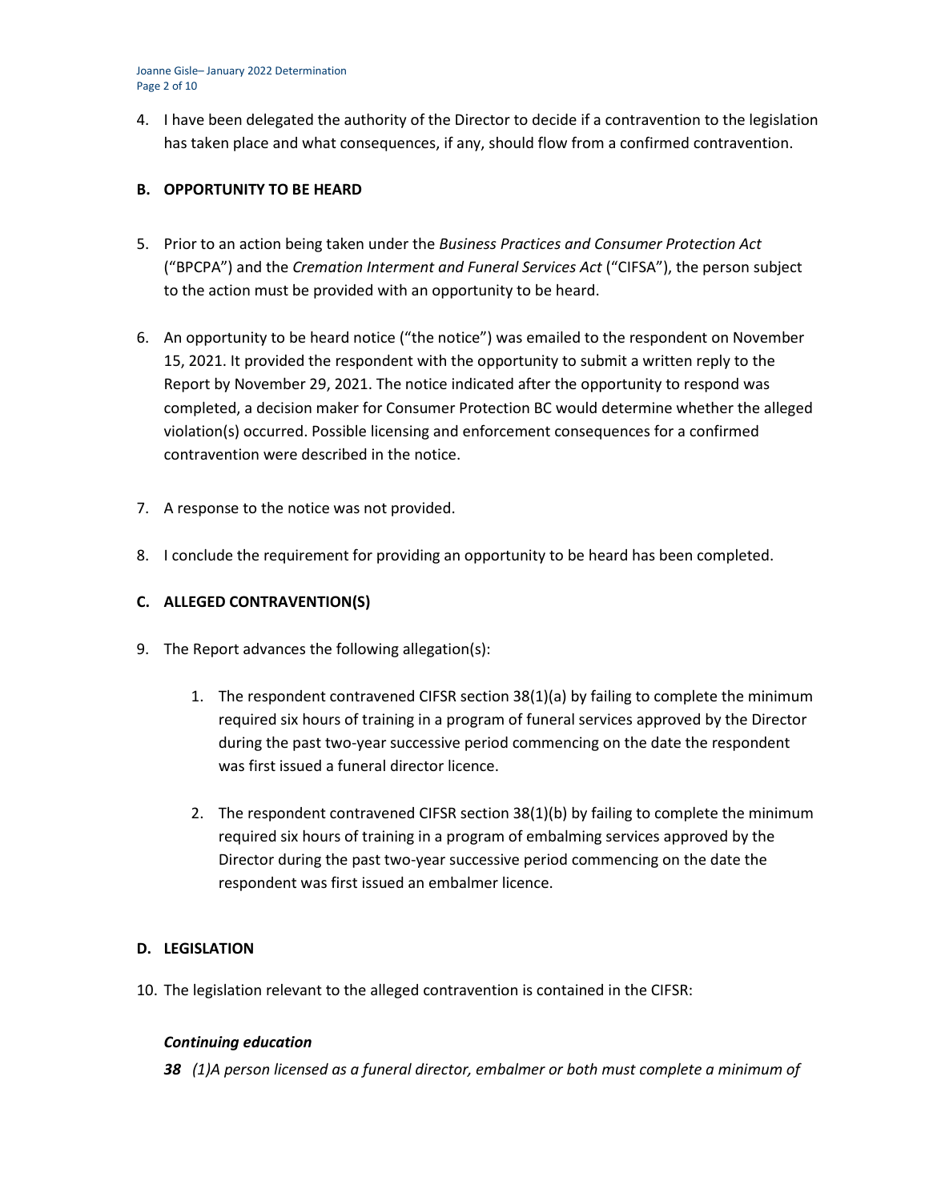4. I have been delegated the authority of the Director to decide if a contravention to the legislation has taken place and what consequences, if any, should flow from a confirmed contravention.

## B. OPPORTUNITY TO BE HEARD

5. Prior to an action being taken under the *Business Practices and Consumer Protection Act* ("BPCPA") and the *Cremation Interment and Funeral Services Act* ("CIFSA"), the person subject to the action must be provided with an opportunity to be heard.

6. An opportunity to be heard notice ("the notice") was emailed to the respondent on November 15, 2021. It provided the respondent with the opportunity to submit a written reply to the Report by November 29, 2021. The notice indicated after the opportunity to respond was completed, a decision maker for Consumer Protection BC would determine whether the alleged violation(s) occurred. Possible licensing and enforcement consequences for a confirmed contravention were described in the notice.

7. A response to the notice was not provided.

8. I conclude the requirement for providing an opportunity to be heard has been completed.

## C. ALLEGED CONTRAVENTION(S)

9. The Report advances the following allegation(s):

    1. The respondent contravened CIFSR section 38(1)(a) by failing to complete the minimum required six hours of training in a program of funeral services approved by the Director during the past two-year successive period commencing on the date the respondent was first issued a funeral director licence.

    2. The respondent contravened CIFSR section 38(1)(b) by failing to complete the minimum required six hours of training in a program of embalming services approved by the Director during the past two-year successive period commencing on the date the respondent was first issued an embalmer licence.

## D. LEGISLATION

10. The legislation relevant to the alleged contravention is contained in the CIFSR:

***Continuing education***

***38*** *(1)A person licensed as a funeral director, embalmer or both must complete a minimum of*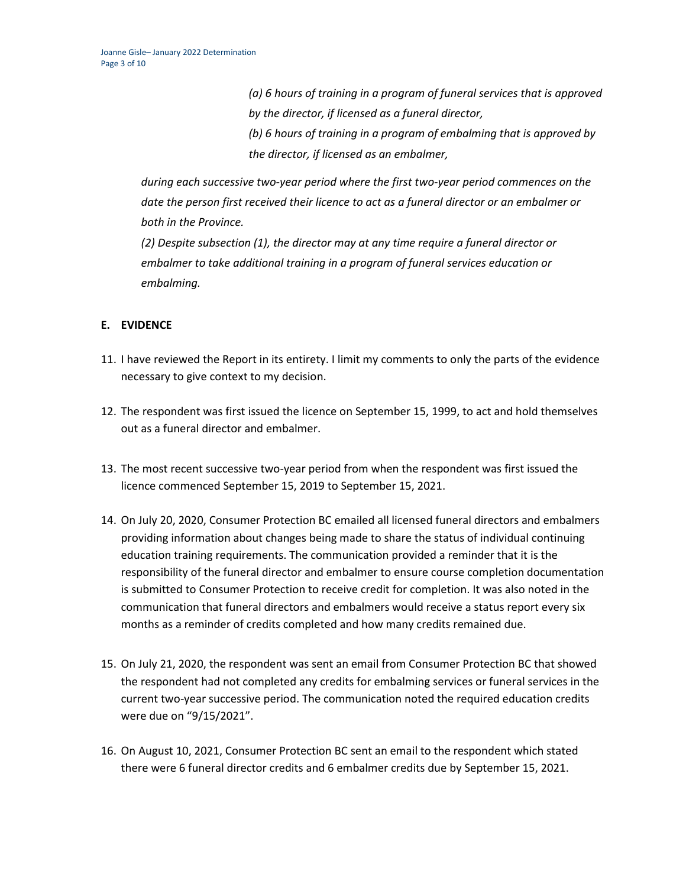> *(a) 6 hours of training in a program of funeral services that is approved by the director, if licensed as a funeral director,*
>
> *(b) 6 hours of training in a program of embalming that is approved by the director, if licensed as an embalmer,*

*during each successive two-year period where the first two-year period commences on the date the person first received their licence to act as a funeral director or an embalmer or both in the Province.*

*(2) Despite subsection (1), the director may at any time require a funeral director or embalmer to take additional training in a program of funeral services education or embalming.*

## E. EVIDENCE

11. I have reviewed the Report in its entirety. I limit my comments to only the parts of the evidence necessary to give context to my decision.

12. The respondent was first issued the licence on September 15, 1999, to act and hold themselves out as a funeral director and embalmer.

13. The most recent successive two-year period from when the respondent was first issued the licence commenced September 15, 2019 to September 15, 2021.

14. On July 20, 2020, Consumer Protection BC emailed all licensed funeral directors and embalmers providing information about changes being made to share the status of individual continuing education training requirements. The communication provided a reminder that it is the responsibility of the funeral director and embalmer to ensure course completion documentation is submitted to Consumer Protection to receive credit for completion. It was also noted in the communication that funeral directors and embalmers would receive a status report every six months as a reminder of credits completed and how many credits remained due.

15. On July 21, 2020, the respondent was sent an email from Consumer Protection BC that showed the respondent had not completed any credits for embalming services or funeral services in the current two-year successive period. The communication noted the required education credits were due on "9/15/2021".

16. On August 10, 2021, Consumer Protection BC sent an email to the respondent which stated there were 6 funeral director credits and 6 embalmer credits due by September 15, 2021.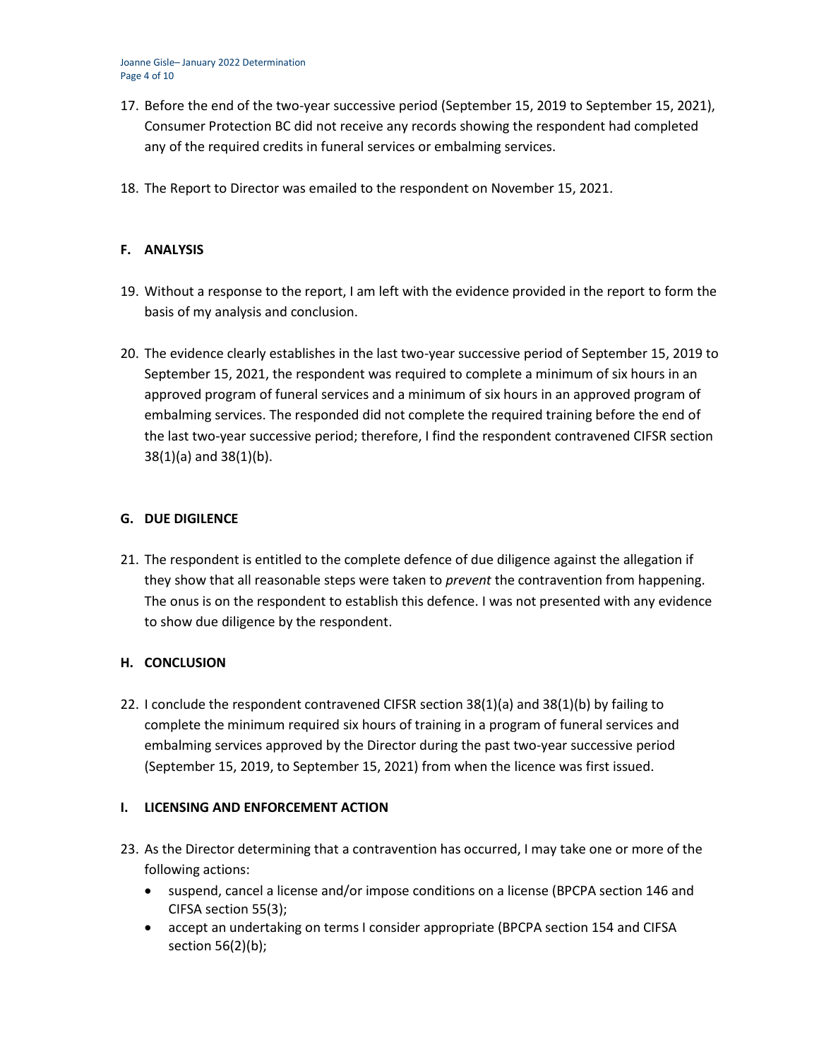17. Before the end of the two-year successive period (September 15, 2019 to September 15, 2021), Consumer Protection BC did not receive any records showing the respondent had completed any of the required credits in funeral services or embalming services.

18. The Report to Director was emailed to the respondent on November 15, 2021.

## F. ANALYSIS

19. Without a response to the report, I am left with the evidence provided in the report to form the basis of my analysis and conclusion.

20. The evidence clearly establishes in the last two-year successive period of September 15, 2019 to September 15, 2021, the respondent was required to complete a minimum of six hours in an approved program of funeral services and a minimum of six hours in an approved program of embalming services. The responded did not complete the required training before the end of the last two-year successive period; therefore, I find the respondent contravened CIFSR section 38(1)(a) and 38(1)(b).

## G. DUE DILIGENCE

21. The respondent is entitled to the complete defence of due diligence against the allegation if they show that all reasonable steps were taken to *prevent* the contravention from happening. The onus is on the respondent to establish this defence. I was not presented with any evidence to show due diligence by the respondent.

## H. CONCLUSION

22. I conclude the respondent contravened CIFSR section 38(1)(a) and 38(1)(b) by failing to complete the minimum required six hours of training in a program of funeral services and embalming services approved by the Director during the past two-year successive period (September 15, 2019, to September 15, 2021) from when the licence was first issued.

## I. LICENSING AND ENFORCEMENT ACTION

23. As the Director determining that a contravention has occurred, I may take one or more of the following actions:
    - suspend, cancel a license and/or impose conditions on a license (BPCPA section 146 and CIFSA section 55(3);
    - accept an undertaking on terms I consider appropriate (BPCPA section 154 and CIFSA section 56(2)(b);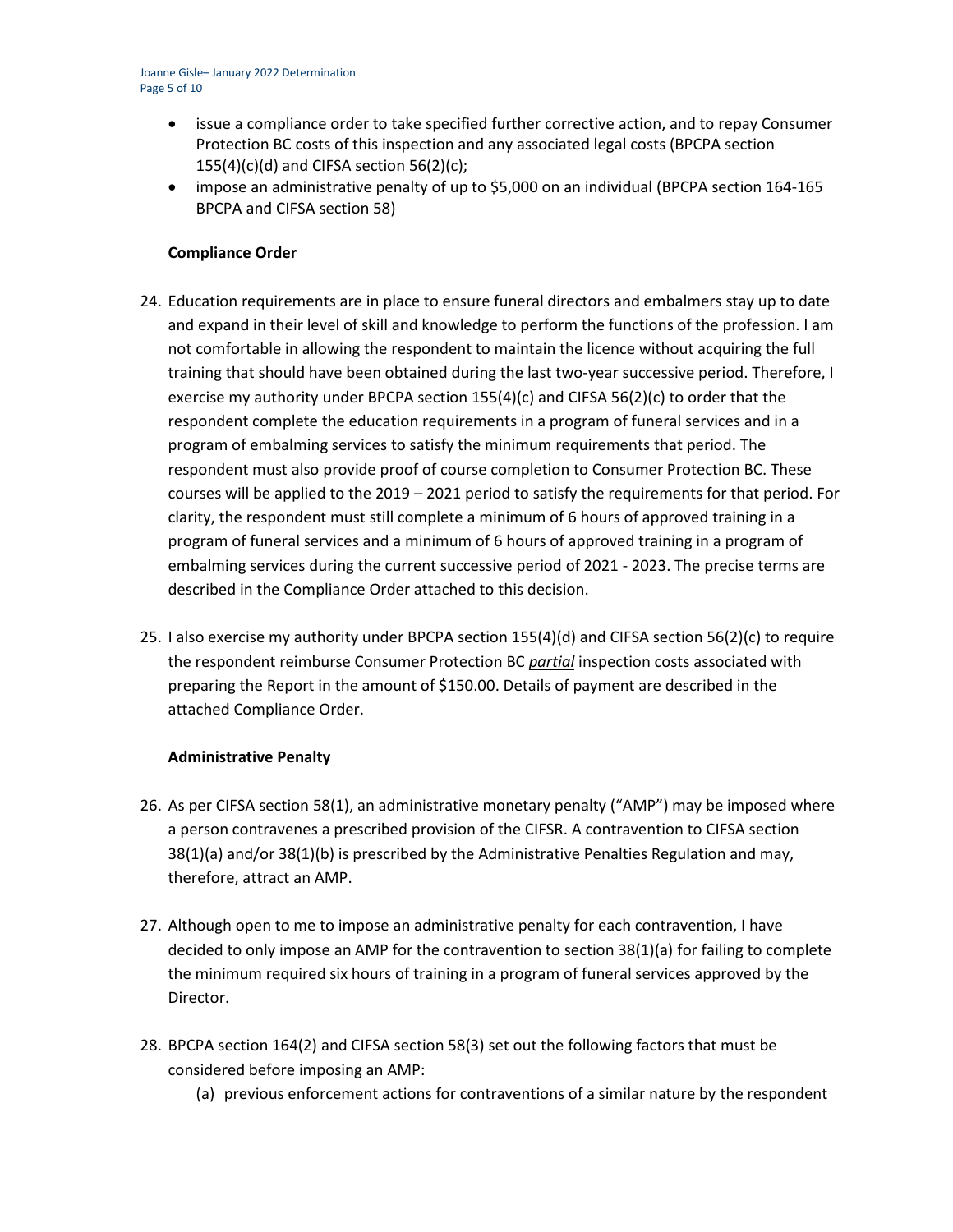- issue a compliance order to take specified further corrective action, and to repay Consumer Protection BC costs of this inspection and any associated legal costs (BPCPA section 155(4)(c)(d) and CIFSA section 56(2)(c);
- impose an administrative penalty of up to $5,000 on an individual (BPCPA section 164-165 BPCPA and CIFSA section 58)

**Compliance Order**

24. Education requirements are in place to ensure funeral directors and embalmers stay up to date and expand in their level of skill and knowledge to perform the functions of the profession. I am not comfortable in allowing the respondent to maintain the licence without acquiring the full training that should have been obtained during the last two-year successive period. Therefore, I exercise my authority under BPCPA section 155(4)(c) and CIFSA 56(2)(c) to order that the respondent complete the education requirements in a program of funeral services and in a program of embalming services to satisfy the minimum requirements that period. The respondent must also provide proof of course completion to Consumer Protection BC. These courses will be applied to the 2019 – 2021 period to satisfy the requirements for that period. For clarity, the respondent must still complete a minimum of 6 hours of approved training in a program of funeral services and a minimum of 6 hours of approved training in a program of embalming services during the current successive period of 2021 - 2023. The precise terms are described in the Compliance Order attached to this decision.

25. I also exercise my authority under BPCPA section 155(4)(d) and CIFSA section 56(2)(c) to require the respondent reimburse Consumer Protection BC ***partial*** inspection costs associated with preparing the Report in the amount of $150.00. Details of payment are described in the attached Compliance Order.

**Administrative Penalty**

26. As per CIFSA section 58(1), an administrative monetary penalty ("AMP") may be imposed where a person contravenes a prescribed provision of the CIFSR. A contravention to CIFSA section 38(1)(a) and/or 38(1)(b) is prescribed by the Administrative Penalties Regulation and may, therefore, attract an AMP.

27. Although open to me to impose an administrative penalty for each contravention, I have decided to only impose an AMP for the contravention to section 38(1)(a) for failing to complete the minimum required six hours of training in a program of funeral services approved by the Director.

28. BPCPA section 164(2) and CIFSA section 58(3) set out the following factors that must be considered before imposing an AMP:
    (a) previous enforcement actions for contraventions of a similar nature by the respondent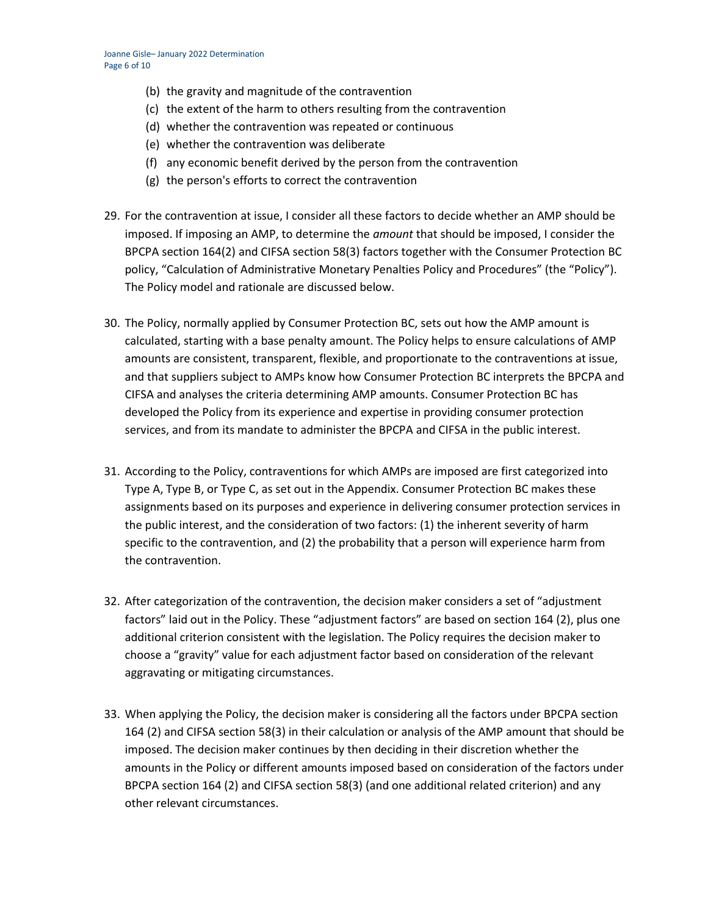(b) the gravity and magnitude of the contravention
(c) the extent of the harm to others resulting from the contravention
(d) whether the contravention was repeated or continuous
(e) whether the contravention was deliberate
(f) any economic benefit derived by the person from the contravention
(g) the person's efforts to correct the contravention

29. For the contravention at issue, I consider all these factors to decide whether an AMP should be imposed. If imposing an AMP, to determine the *amount* that should be imposed, I consider the BPCPA section 164(2) and CIFSA section 58(3) factors together with the Consumer Protection BC policy, "Calculation of Administrative Monetary Penalties Policy and Procedures" (the "Policy"). The Policy model and rationale are discussed below.

30. The Policy, normally applied by Consumer Protection BC, sets out how the AMP amount is calculated, starting with a base penalty amount. The Policy helps to ensure calculations of AMP amounts are consistent, transparent, flexible, and proportionate to the contraventions at issue, and that suppliers subject to AMPs know how Consumer Protection BC interprets the BPCPA and CIFSA and analyses the criteria determining AMP amounts. Consumer Protection BC has developed the Policy from its experience and expertise in providing consumer protection services, and from its mandate to administer the BPCPA and CIFSA in the public interest.

31. According to the Policy, contraventions for which AMPs are imposed are first categorized into Type A, Type B, or Type C, as set out in the Appendix. Consumer Protection BC makes these assignments based on its purposes and experience in delivering consumer protection services in the public interest, and the consideration of two factors: (1) the inherent severity of harm specific to the contravention, and (2) the probability that a person will experience harm from the contravention.

32. After categorization of the contravention, the decision maker considers a set of "adjustment factors" laid out in the Policy. These "adjustment factors" are based on section 164 (2), plus one additional criterion consistent with the legislation. The Policy requires the decision maker to choose a "gravity" value for each adjustment factor based on consideration of the relevant aggravating or mitigating circumstances.

33. When applying the Policy, the decision maker is considering all the factors under BPCPA section 164 (2) and CIFSA section 58(3) in their calculation or analysis of the AMP amount that should be imposed. The decision maker continues by then deciding in their discretion whether the amounts in the Policy or different amounts imposed based on consideration of the factors under BPCPA section 164 (2) and CIFSA section 58(3) (and one additional related criterion) and any other relevant circumstances.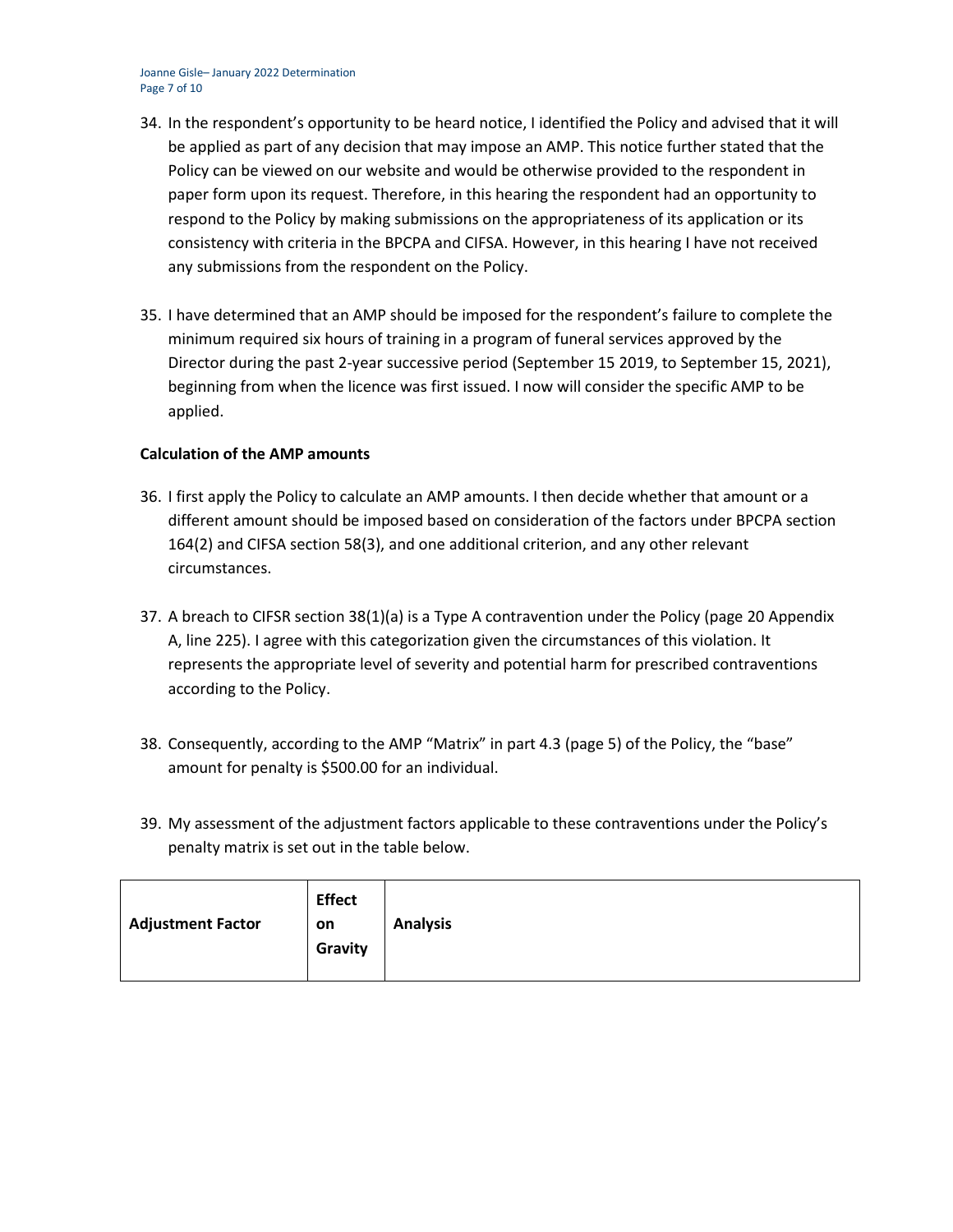34. In the respondent's opportunity to be heard notice, I identified the Policy and advised that it will be applied as part of any decision that may impose an AMP. This notice further stated that the Policy can be viewed on our website and would be otherwise provided to the respondent in paper form upon its request. Therefore, in this hearing the respondent had an opportunity to respond to the Policy by making submissions on the appropriateness of its application or its consistency with criteria in the BPCPA and CIFSA. However, in this hearing I have not received any submissions from the respondent on the Policy.

35. I have determined that an AMP should be imposed for the respondent's failure to complete the minimum required six hours of training in a program of funeral services approved by the Director during the past 2-year successive period (September 15 2019, to September 15, 2021), beginning from when the licence was first issued. I now will consider the specific AMP to be applied.

**Calculation of the AMP amounts**

36. I first apply the Policy to calculate an AMP amounts. I then decide whether that amount or a different amount should be imposed based on consideration of the factors under BPCPA section 164(2) and CIFSA section 58(3), and one additional criterion, and any other relevant circumstances.

37. A breach to CIFSR section 38(1)(a) is a Type A contravention under the Policy (page 20 Appendix A, line 225). I agree with this categorization given the circumstances of this violation. It represents the appropriate level of severity and potential harm for prescribed contraventions according to the Policy.

38. Consequently, according to the AMP "Matrix" in part 4.3 (page 5) of the Policy, the "base" amount for penalty is $500.00 for an individual.

39. My assessment of the adjustment factors applicable to these contraventions under the Policy's penalty matrix is set out in the table below.

| Adjustment Factor | Effect on Gravity | Analysis |
|---|---|---|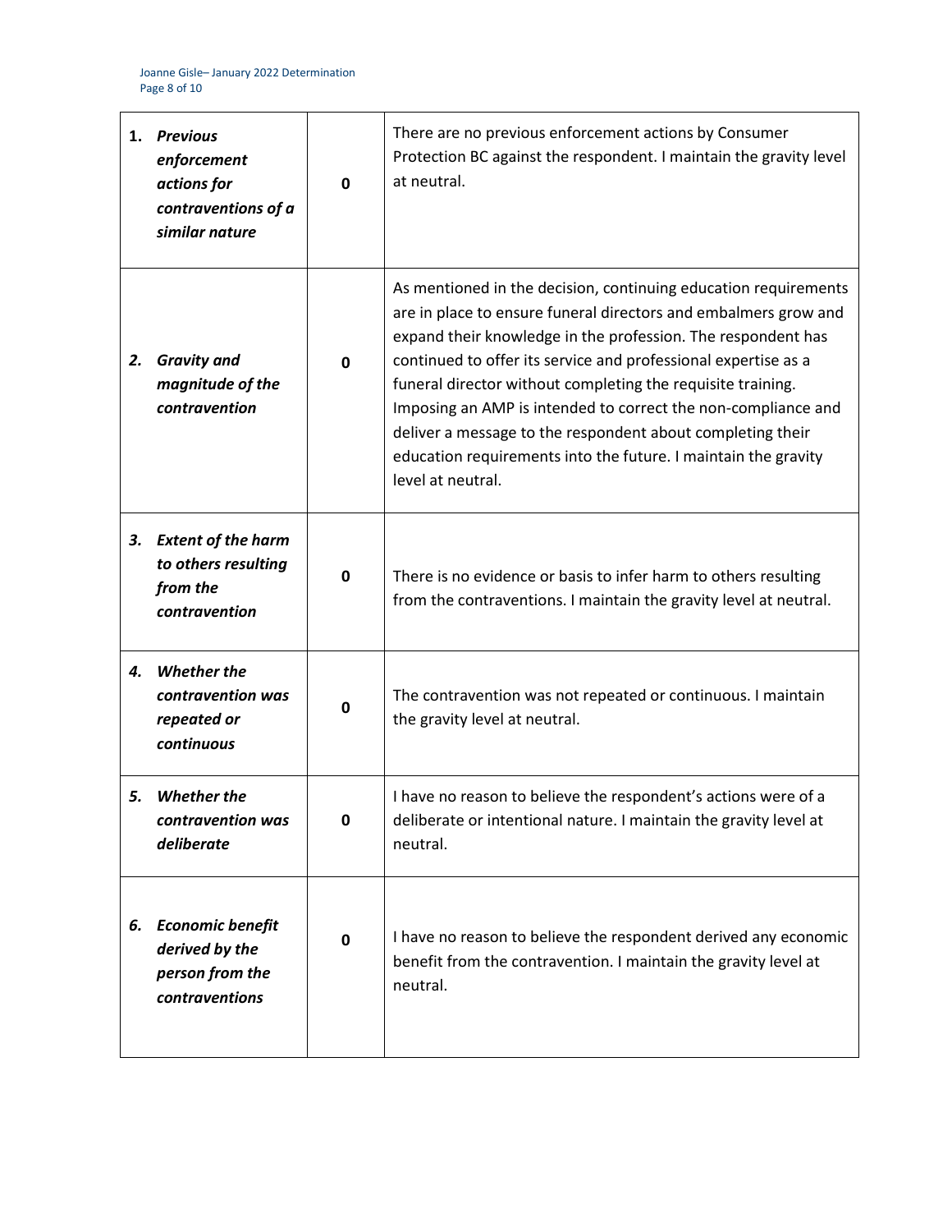| | | |
|---|---|---|
| 1. ***Previous enforcement actions for contraventions of a similar nature*** | **0** | There are no previous enforcement actions by Consumer Protection BC against the respondent. I maintain the gravity level at neutral. |
| 2. ***Gravity and magnitude of the contravention*** | **0** | As mentioned in the decision, continuing education requirements are in place to ensure funeral directors and embalmers grow and expand their knowledge in the profession. The respondent has continued to offer its service and professional expertise as a funeral director without completing the requisite training. Imposing an AMP is intended to correct the non-compliance and deliver a message to the respondent about completing their education requirements into the future. I maintain the gravity level at neutral. |
| 3. ***Extent of the harm to others resulting from the contravention*** | **0** | There is no evidence or basis to infer harm to others resulting from the contraventions. I maintain the gravity level at neutral. |
| 4. ***Whether the contravention was repeated or continuous*** | **0** | The contravention was not repeated or continuous. I maintain the gravity level at neutral. |
| 5. ***Whether the contravention was deliberate*** | **0** | I have no reason to believe the respondent's actions were of a deliberate or intentional nature. I maintain the gravity level at neutral. |
| 6. ***Economic benefit derived by the person from the contraventions*** | **0** | I have no reason to believe the respondent derived any economic benefit from the contravention. I maintain the gravity level at neutral. |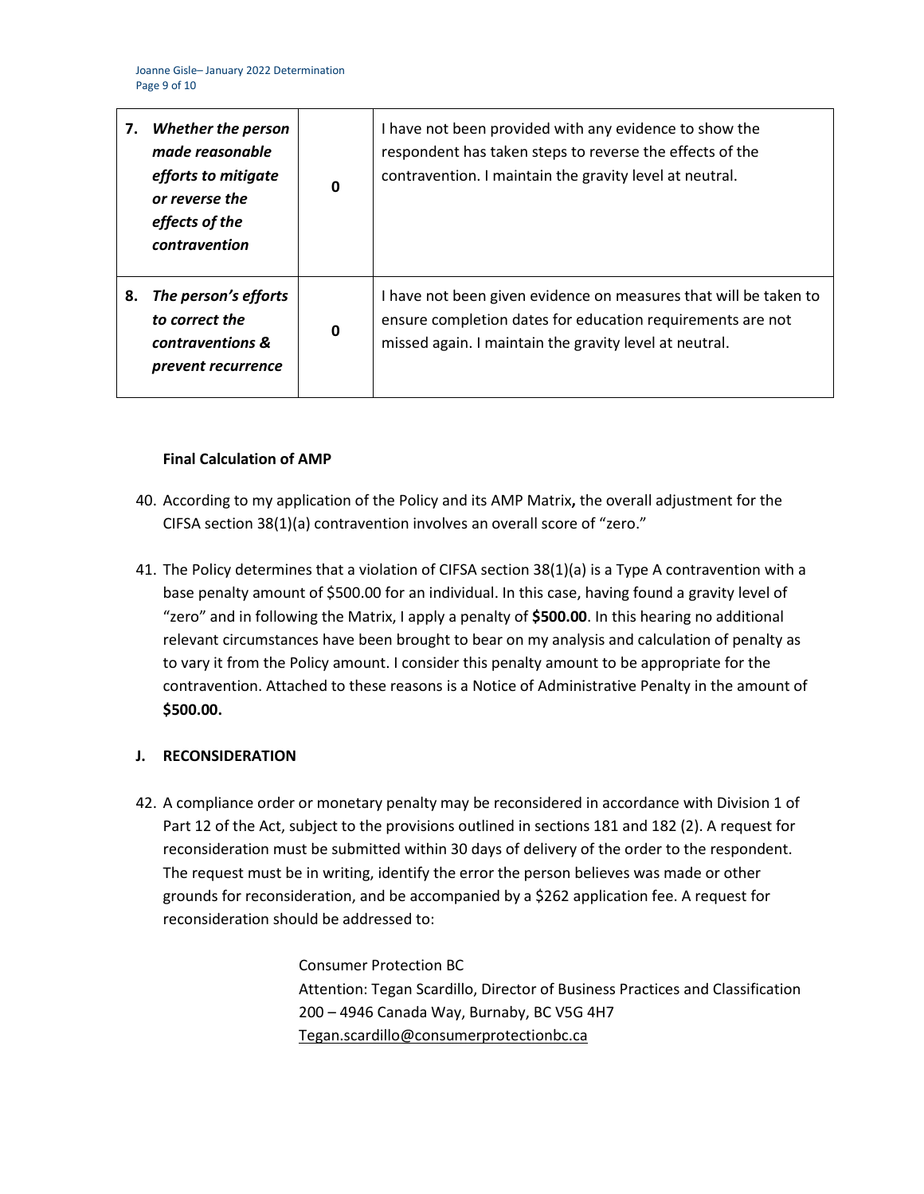| | | |
|---|---|---|
| **7.** ***Whether the person made reasonable efforts to mitigate or reverse the effects of the contravention*** | **0** | I have not been provided with any evidence to show the respondent has taken steps to reverse the effects of the contravention. I maintain the gravity level at neutral. |
| **8.** ***The person's efforts to correct the contraventions & prevent recurrence*** | **0** | I have not been given evidence on measures that will be taken to ensure completion dates for education requirements are not missed again. I maintain the gravity level at neutral. |

**Final Calculation of AMP**

40. According to my application of the Policy and its AMP Matrix**,** the overall adjustment for the CIFSA section 38(1)(a) contravention involves an overall score of "zero."

41. The Policy determines that a violation of CIFSA section 38(1)(a) is a Type A contravention with a base penalty amount of $500.00 for an individual. In this case, having found a gravity level of "zero" and in following the Matrix, I apply a penalty of **$500.00**. In this hearing no additional relevant circumstances have been brought to bear on my analysis and calculation of penalty as to vary it from the Policy amount. I consider this penalty amount to be appropriate for the contravention. Attached to these reasons is a Notice of Administrative Penalty in the amount of **$500.00.**

## J. RECONSIDERATION

42. A compliance order or monetary penalty may be reconsidered in accordance with Division 1 of Part 12 of the Act, subject to the provisions outlined in sections 181 and 182 (2). A request for reconsideration must be submitted within 30 days of delivery of the order to the respondent. The request must be in writing, identify the error the person believes was made or other grounds for reconsideration, and be accompanied by a $262 application fee. A request for reconsideration should be addressed to:

    Consumer Protection BC
    Attention: Tegan Scardillo, Director of Business Practices and Classification
    200 – 4946 Canada Way, Burnaby, BC V5G 4H7
    Tegan.scardillo@consumerprotectionbc.ca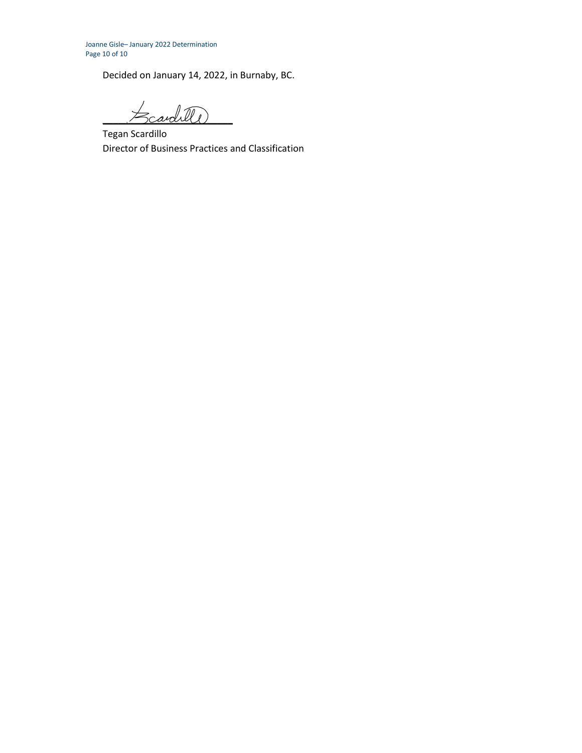Decided on January 14, 2022, in Burnaby, BC.

Tegan Scardillo
Director of Business Practices and Classification